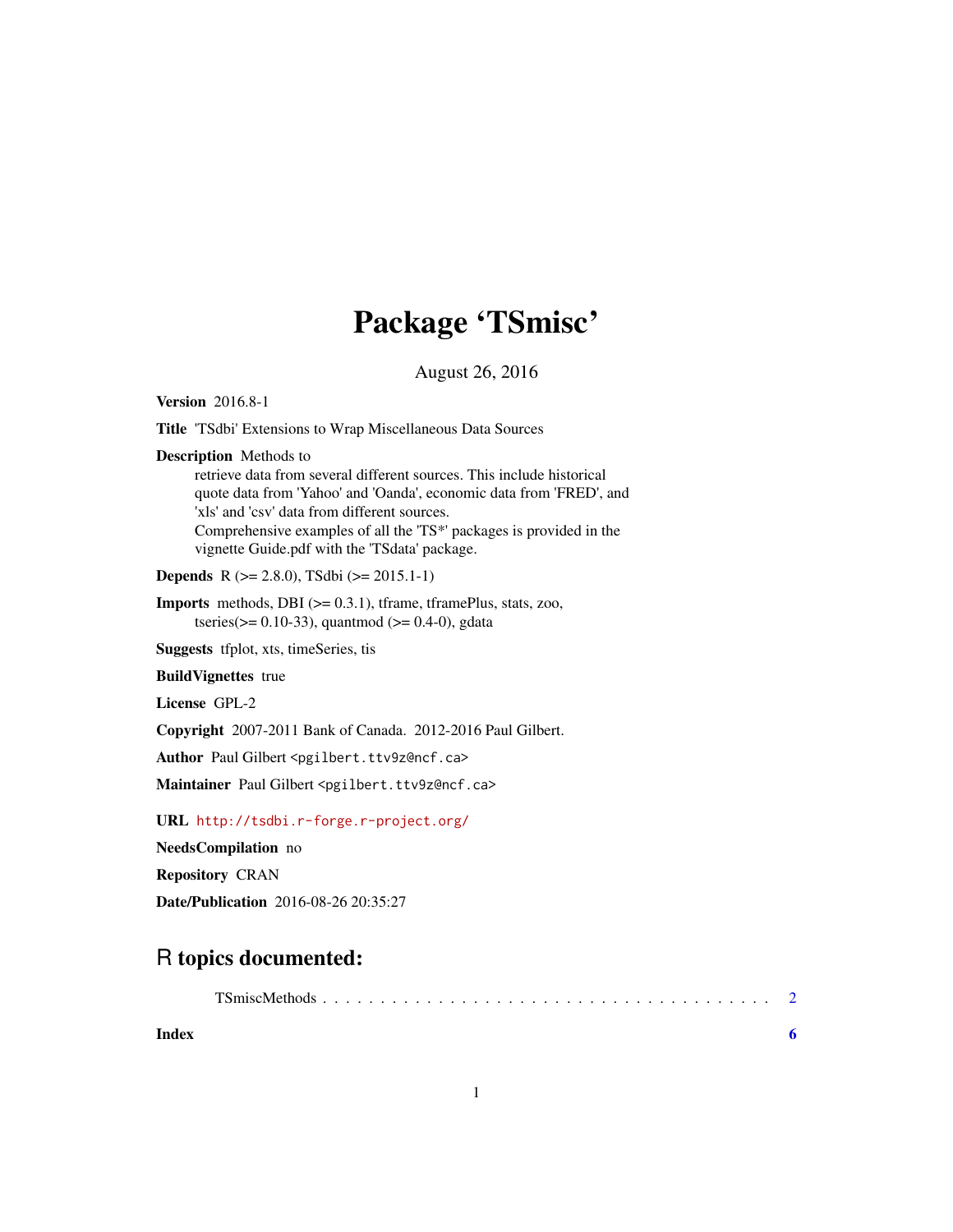# Package 'TSmisc'

August 26, 2016

**Version** 2016.8-1

**Title** 'TSdbi' Extensions to Wrap Miscellaneous Data Sources

**Description** Methods to
retrieve data from several different sources. This include historical
quote data from 'Yahoo' and 'Oanda', economic data from 'FRED', and
'xls' and 'csv' data from different sources.
Comprehensive examples of all the 'TS*' packages is provided in the
vignette Guide.pdf with the 'TSdata' package.

**Depends** R (>= 2.8.0), TSdbi (>= 2015.1-1)

**Imports** methods, DBI (>= 0.3.1), tframe, tframePlus, stats, zoo,
tseries(>= 0.10-33), quantmod (>= 0.4-0), gdata

**Suggests** tfplot, xts, timeSeries, tis

**BuildVignettes** true

**License** GPL-2

**Copyright** 2007-2011 Bank of Canada. 2012-2016 Paul Gilbert.

**Author** Paul Gilbert <pgilbert.ttv9z@ncf.ca>

**Maintainer** Paul Gilbert <pgilbert.ttv9z@ncf.ca>

**URL** http://tsdbi.r-forge.r-project.org/

**NeedsCompilation** no

**Repository** CRAN

**Date/Publication** 2016-08-26 20:35:27

## R topics documented:

TSmiscMethods . . . . . . . . . . . . . . . . . . . . . . . . . . . . . . . . . . . . . . . 2

**Index** **6**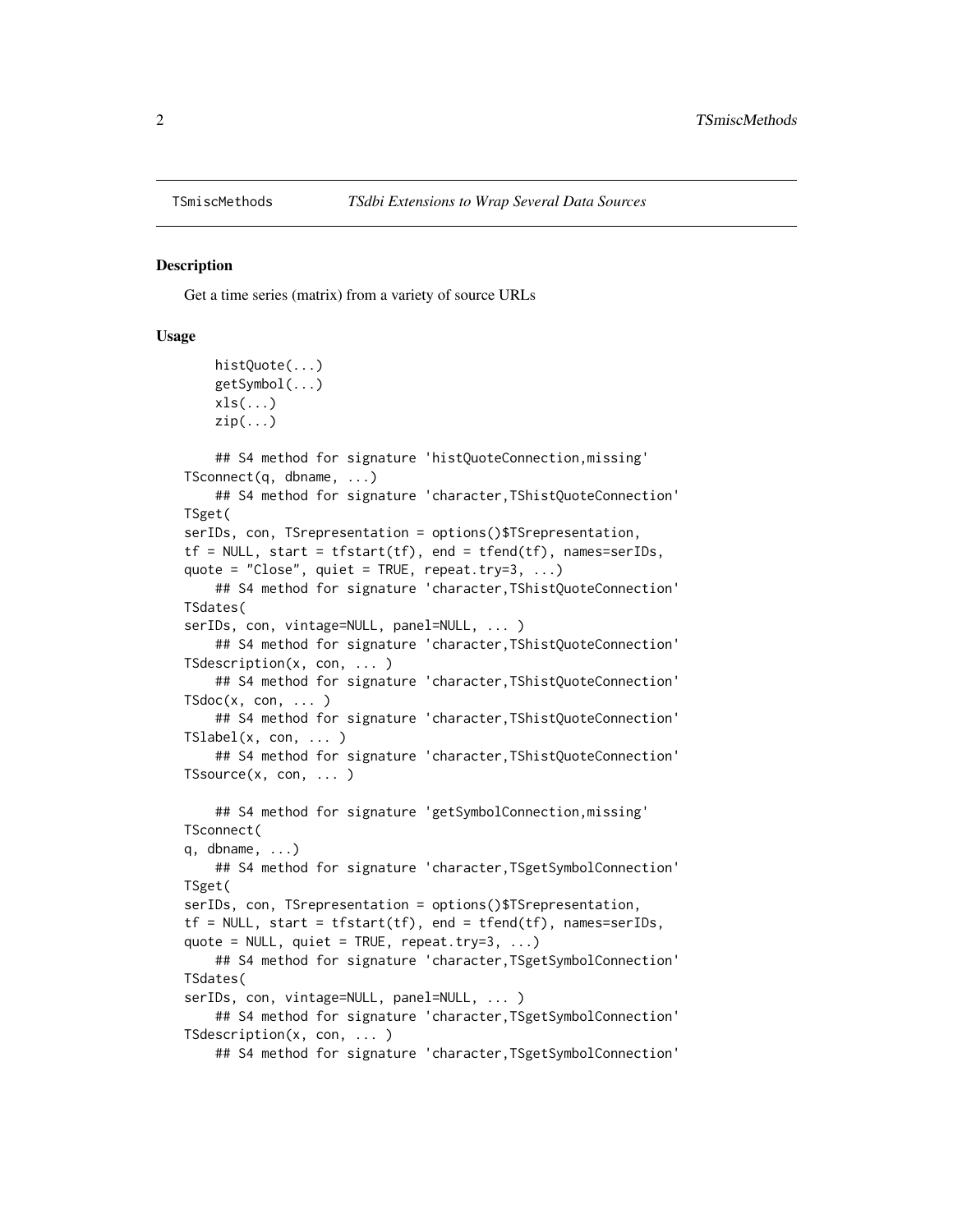TSmiscMethods *TSdbi Extensions to Wrap Several Data Sources*

### Description

Get a time series (matrix) from a variety of source URLs

### Usage

```
    histQuote(...)
    getSymbol(...)
    xls(...)
    zip(...)

    ## S4 method for signature 'histQuoteConnection,missing'
TSconnect(q, dbname, ...)
    ## S4 method for signature 'character,TShistQuoteConnection'
TSget(
serIDs, con, TSrepresentation = options()$TSrepresentation,
tf = NULL, start = tfstart(tf), end = tfend(tf), names=serIDs,
quote = "Close", quiet = TRUE, repeat.try=3, ...)
    ## S4 method for signature 'character,TShistQuoteConnection'
TSdates(
serIDs, con, vintage=NULL, panel=NULL, ... )
    ## S4 method for signature 'character,TShistQuoteConnection'
TSdescription(x, con, ... )
    ## S4 method for signature 'character,TShistQuoteConnection'
TSdoc(x, con, ... )
    ## S4 method for signature 'character,TShistQuoteConnection'
TSlabel(x, con, ... )
    ## S4 method for signature 'character,TShistQuoteConnection'
TSsource(x, con, ... )

    ## S4 method for signature 'getSymbolConnection,missing'
TSconnect(
q, dbname, ...)
    ## S4 method for signature 'character,TSgetSymbolConnection'
TSget(
serIDs, con, TSrepresentation = options()$TSrepresentation,
tf = NULL, start = tfstart(tf), end = tfend(tf), names=serIDs,
quote = NULL, quiet = TRUE, repeat.try=3, ...)
    ## S4 method for signature 'character,TSgetSymbolConnection'
TSdates(
serIDs, con, vintage=NULL, panel=NULL, ... )
    ## S4 method for signature 'character,TSgetSymbolConnection'
TSdescription(x, con, ... )
    ## S4 method for signature 'character,TSgetSymbolConnection'
```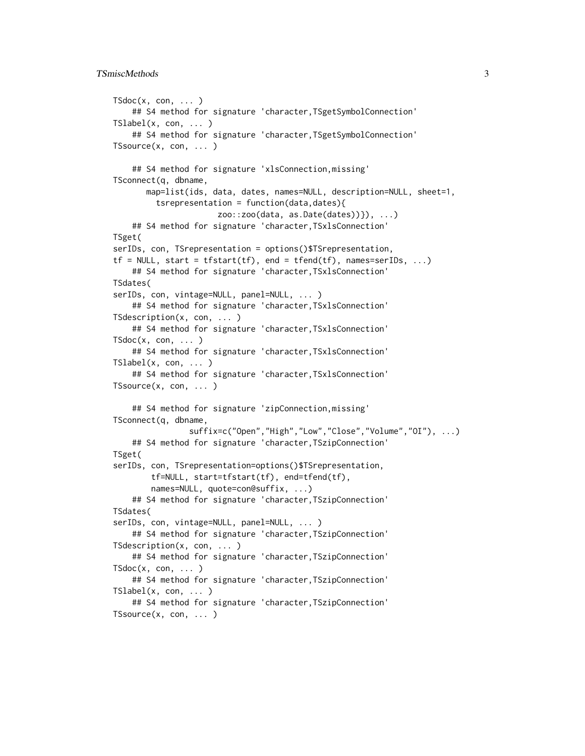```
TSdoc(x, con, ... )
    ## S4 method for signature 'character,TSgetSymbolConnection'
TSlabel(x, con, ... )
    ## S4 method for signature 'character,TSgetSymbolConnection'
TSsource(x, con, ... )

    ## S4 method for signature 'xlsConnection,missing'
TSconnect(q, dbname,
       map=list(ids, data, dates, names=NULL, description=NULL, sheet=1,
         tsrepresentation = function(data,dates){
                      zoo::zoo(data, as.Date(dates))}), ...)
    ## S4 method for signature 'character,TSxlsConnection'
TSget(
serIDs, con, TSrepresentation = options()$TSrepresentation,
tf = NULL, start = tfstart(tf), end = tfend(tf), names=serIDs, ...)
    ## S4 method for signature 'character,TSxlsConnection'
TSdates(
serIDs, con, vintage=NULL, panel=NULL, ... )
    ## S4 method for signature 'character,TSxlsConnection'
TSdescription(x, con, ... )
    ## S4 method for signature 'character,TSxlsConnection'
TSdoc(x, con, ... )
    ## S4 method for signature 'character,TSxlsConnection'
TSlabel(x, con, ... )
    ## S4 method for signature 'character,TSxlsConnection'
TSsource(x, con, ... )

    ## S4 method for signature 'zipConnection,missing'
TSconnect(q, dbname,
               suffix=c("Open","High","Low","Close","Volume","OI"), ...)
    ## S4 method for signature 'character,TSzipConnection'
TSget(
serIDs, con, TSrepresentation=options()$TSrepresentation,
        tf=NULL, start=tfstart(tf), end=tfend(tf),
        names=NULL, quote=con@suffix, ...)
    ## S4 method for signature 'character,TSzipConnection'
TSdates(
serIDs, con, vintage=NULL, panel=NULL, ... )
    ## S4 method for signature 'character,TSzipConnection'
TSdescription(x, con, ... )
    ## S4 method for signature 'character,TSzipConnection'
TSdoc(x, con, ... )
    ## S4 method for signature 'character,TSzipConnection'
TSlabel(x, con, ... )
    ## S4 method for signature 'character,TSzipConnection'
TSsource(x, con, ... )
```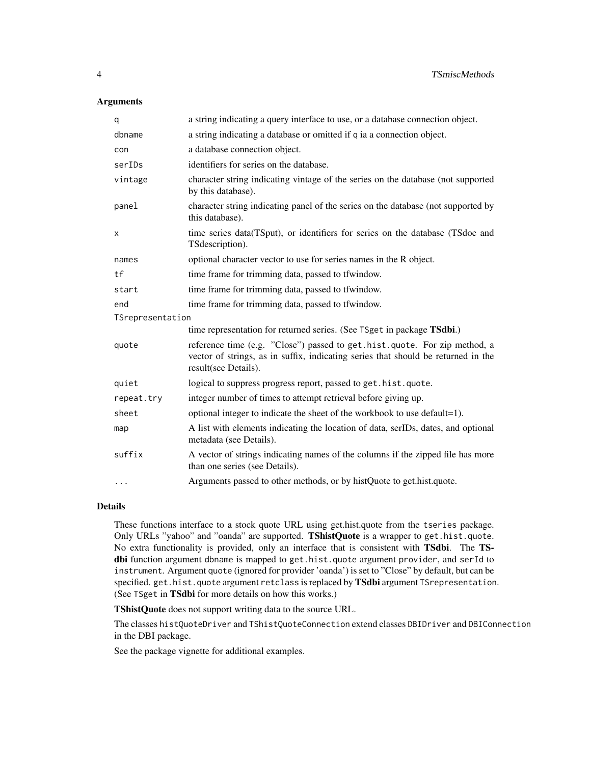### Arguments

| | |
|---|---|
| `q` | a string indicating a query interface to use, or a database connection object. |
| `dbname` | a string indicating a database or omitted if q ia a connection object. |
| `con` | a database connection object. |
| `serIDs` | identifiers for series on the database. |
| `vintage` | character string indicating vintage of the series on the database (not supported by this database). |
| `panel` | character string indicating panel of the series on the database (not supported by this database). |
| `x` | time series data(TSput), or identifiers for series on the database (TSdoc and TSdescription). |
| `names` | optional character vector to use for series names in the R object. |
| `tf` | time frame for trimming data, passed to tfwindow. |
| `start` | time frame for trimming data, passed to tfwindow. |
| `end` | time frame for trimming data, passed to tfwindow. |
| `TSrepresentation` | time representation for returned series. (See `TSget` in package **TSdbi**.) |
| `quote` | reference time (e.g. "Close") passed to `get.hist.quote`. For zip method, a vector of strings, as in suffix, indicating series that should be returned in the result(see Details). |
| `quiet` | logical to suppress progress report, passed to `get.hist.quote`. |
| `repeat.try` | integer number of times to attempt retrieval before giving up. |
| `sheet` | optional integer to indicate the sheet of the workbook to use default=1). |
| `map` | A list with elements indicating the location of data, serIDs, dates, and optional metadata (see Details). |
| `suffix` | A vector of strings indicating names of the columns if the zipped file has more than one series (see Details). |
| `...` | Arguments passed to other methods, or by histQuote to get.hist.quote. |

### Details

These functions interface to a stock quote URL using get.hist.quote from the `tseries` package. Only URLs "yahoo" and "oanda" are supported. **TShistQuote** is a wrapper to `get.hist.quote`. No extra functionality is provided, only an interface that is consistent with **TSdbi**. The **TSdbi** function argument `dbname` is mapped to `get.hist.quote` argument `provider`, and `serId` to `instrument`. Argument `quote` (ignored for provider 'oanda') is set to "Close" by default, but can be specified. `get.hist.quote` argument `retclass` is replaced by **TSdbi** argument `TSrepresentation`. (See `TSget` in **TSdbi** for more details on how this works.)

**TShistQuote** does not support writing data to the source URL.

The classes `histQuoteDriver` and `TShistQuoteConnection` extend classes `DBIDriver` and `DBIConnection` in the DBI package.

See the package vignette for additional examples.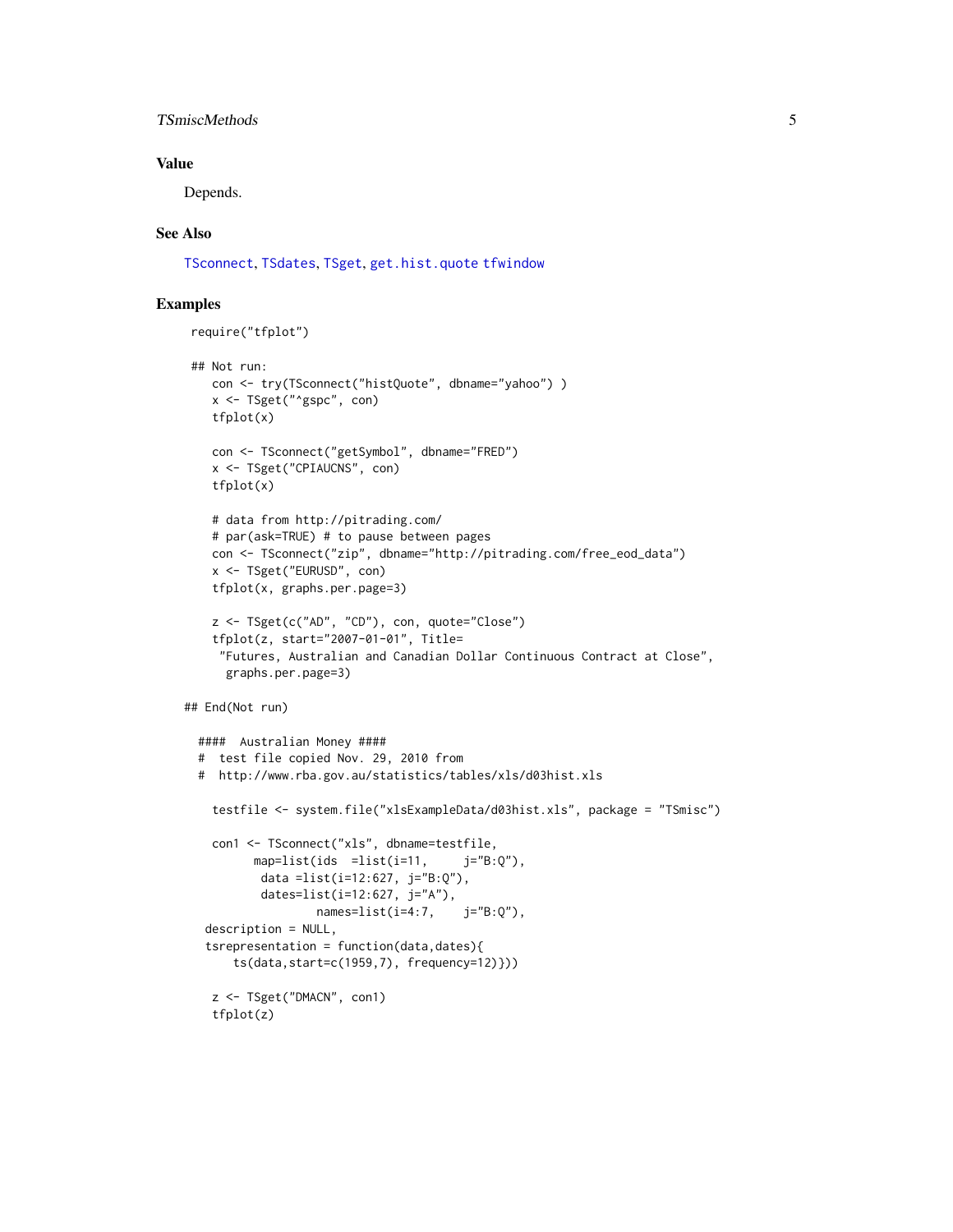## Value

Depends.

## See Also

TSconnect, TSdates, TSget, get.hist.quote tfwindow

## Examples

```
 require("tfplot")

 ## Not run:
    con <- try(TSconnect("histQuote", dbname="yahoo") )
    x <- TSget("^gspc", con)
    tfplot(x)

    con <- TSconnect("getSymbol", dbname="FRED")
    x <- TSget("CPIAUCNS", con)
    tfplot(x)

    # data from http://pitrading.com/
    # par(ask=TRUE) # to pause between pages
    con <- TSconnect("zip", dbname="http://pitrading.com/free_eod_data")
    x <- TSget("EURUSD", con)
    tfplot(x, graphs.per.page=3)

    z <- TSget(c("AD", "CD"), con, quote="Close")
    tfplot(z, start="2007-01-01", Title=
     "Futures, Australian and Canadian Dollar Continuous Contract at Close",
      graphs.per.page=3)

## End(Not run)

  ####  Australian Money ####
  #  test file copied Nov. 29, 2010 from
  #  http://www.rba.gov.au/statistics/tables/xls/d03hist.xls

    testfile <- system.file("xlsExampleData/d03hist.xls", package = "TSmisc")

    con1 <- TSconnect("xls", dbname=testfile,
          map=list(ids  =list(i=11,     j="B:Q"),
           data =list(i=12:627, j="B:Q"),
           dates=list(i=12:627, j="A"),
                   names=list(i=4:7,    j="B:Q"),
   description = NULL,
   tsrepresentation = function(data,dates){
       ts(data,start=c(1959,7), frequency=12)}))

    z <- TSget("DMACN", con1)
    tfplot(z)
```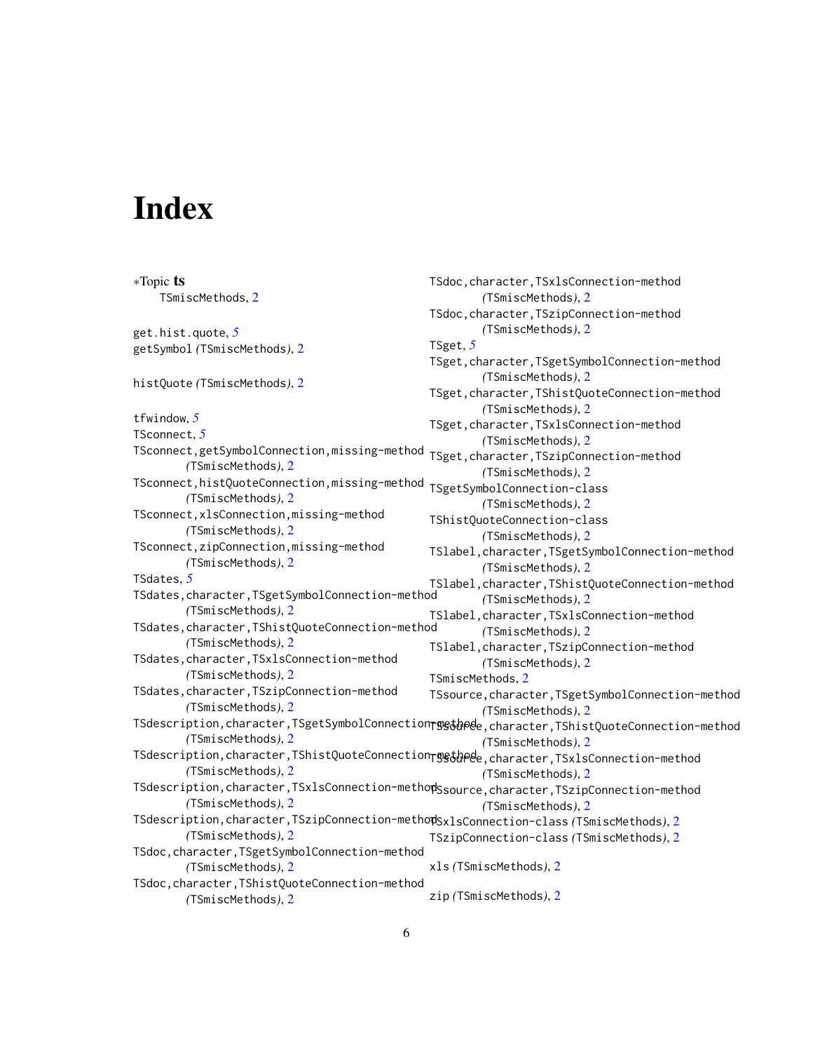# Index

*Topic **ts**
TSmiscMethods, 2

get.hist.quote, *5*
getSymbol *(TSmiscMethods)*, 2

histQuote *(TSmiscMethods)*, 2

tfwindow, *5*
TSconnect, *5*
TSconnect,getSymbolConnection,missing-method *(TSmiscMethods)*, 2
TSconnect,histQuoteConnection,missing-method *(TSmiscMethods)*, 2
TSconnect,xlsConnection,missing-method *(TSmiscMethods)*, 2
TSconnect,zipConnection,missing-method *(TSmiscMethods)*, 2
TSdates, *5*
TSdates,character,TSgetSymbolConnection-method *(TSmiscMethods)*, 2
TSdates,character,TShistQuoteConnection-method *(TSmiscMethods)*, 2
TSdates,character,TSxlsConnection-method *(TSmiscMethods)*, 2
TSdates,character,TSzipConnection-method *(TSmiscMethods)*, 2
TSdescription,character,TSgetSymbolConnection-method *(TSmiscMethods)*, 2
TSdescription,character,TShistQuoteConnection-method *(TSmiscMethods)*, 2
TSdescription,character,TSxlsConnection-method *(TSmiscMethods)*, 2
TSdescription,character,TSzipConnection-method *(TSmiscMethods)*, 2
TSdoc,character,TSgetSymbolConnection-method *(TSmiscMethods)*, 2
TSdoc,character,TShistQuoteConnection-method *(TSmiscMethods)*, 2
TSdoc,character,TSxlsConnection-method *(TSmiscMethods)*, 2
TSdoc,character,TSzipConnection-method *(TSmiscMethods)*, 2
TSget, *5*
TSget,character,TSgetSymbolConnection-method *(TSmiscMethods)*, 2
TSget,character,TShistQuoteConnection-method *(TSmiscMethods)*, 2
TSget,character,TSxlsConnection-method *(TSmiscMethods)*, 2
TSget,character,TSzipConnection-method *(TSmiscMethods)*, 2
TSgetSymbolConnection-class *(TSmiscMethods)*, 2
TShistQuoteConnection-class *(TSmiscMethods)*, 2
TSlabel,character,TSgetSymbolConnection-method *(TSmiscMethods)*, 2
TSlabel,character,TShistQuoteConnection-method *(TSmiscMethods)*, 2
TSlabel,character,TSxlsConnection-method *(TSmiscMethods)*, 2
TSlabel,character,TSzipConnection-method *(TSmiscMethods)*, 2
TSmiscMethods, 2
TSsource,character,TSgetSymbolConnection-method *(TSmiscMethods)*, 2
TSsource,character,TShistQuoteConnection-method *(TSmiscMethods)*, 2
TSsource,character,TSxlsConnection-method *(TSmiscMethods)*, 2
TSsource,character,TSzipConnection-method *(TSmiscMethods)*, 2
TSxlsConnection-class *(TSmiscMethods)*, 2
TSzipConnection-class *(TSmiscMethods)*, 2

xls *(TSmiscMethods)*, 2

zip *(TSmiscMethods)*, 2